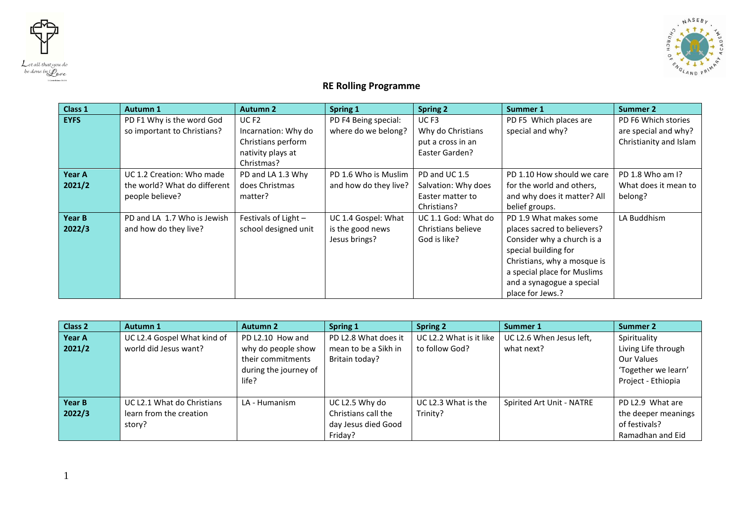# RE Rolling Programme

| Class 1 | Autumn 1 | Autumn 2 | Spring 1 | Spring 2 | Summer 1 | Summer 2 |
|---|---|---|---|---|---|---|
| **EYFS** | PD F1 Why is the word God so important to Christians? | UC F2 Incarnation: Why do Christians perform nativity plays at Christmas? | PD F4 Being special: where do we belong? | UC F3 Why do Christians put a cross in an Easter Garden? | PD F5 Which places are special and why? | PD F6 Which stories are special and why? Christianity and Islam |
| **Year A 2021/2** | UC 1.2 Creation: Who made the world? What do different people believe? | PD and LA 1.3 Why does Christmas matter? | PD 1.6 Who is Muslim and how do they live? | PD and UC 1.5 Salvation: Why does Easter matter to Christians? | PD 1.10 How should we care for the world and others, and why does it matter? All belief groups. | PD 1.8 Who am I? What does it mean to belong? |
| **Year B 2022/3** | PD and LA 1.7 Who is Jewish and how do they live? | Festivals of Light – school designed unit | UC 1.4 Gospel: What is the good news Jesus brings? | UC 1.1 God: What do Christians believe God is like? | PD 1.9 What makes some places sacred to believers? Consider why a church is a special building for Christians, why a mosque is a special place for Muslims and a synagogue a special place for Jews.? | LA Buddhism |

| Class 2 | Autumn 1 | Autumn 2 | Spring 1 | Spring 2 | Summer 1 | Summer 2 |
|---|---|---|---|---|---|---|
| **Year A 2021/2** | UC L2.4 Gospel What kind of world did Jesus want? | PD L2.10 How and why do people show their commitments during the journey of life? | PD L2.8 What does it mean to be a Sikh in Britain today? | UC L2.2 What is it like to follow God? | UC L2.6 When Jesus left, what next? | Spirituality Living Life through Our Values 'Together we learn' Project - Ethiopia |
| **Year B 2022/3** | UC L2.1 What do Christians learn from the creation story? | LA - Humanism | UC L2.5 Why do Christians call the day Jesus died Good Friday? | UC L2.3 What is the Trinity? | Spirited Art Unit - NATRE | PD L2.9 What are the deeper meanings of festivals? Ramadhan and Eid |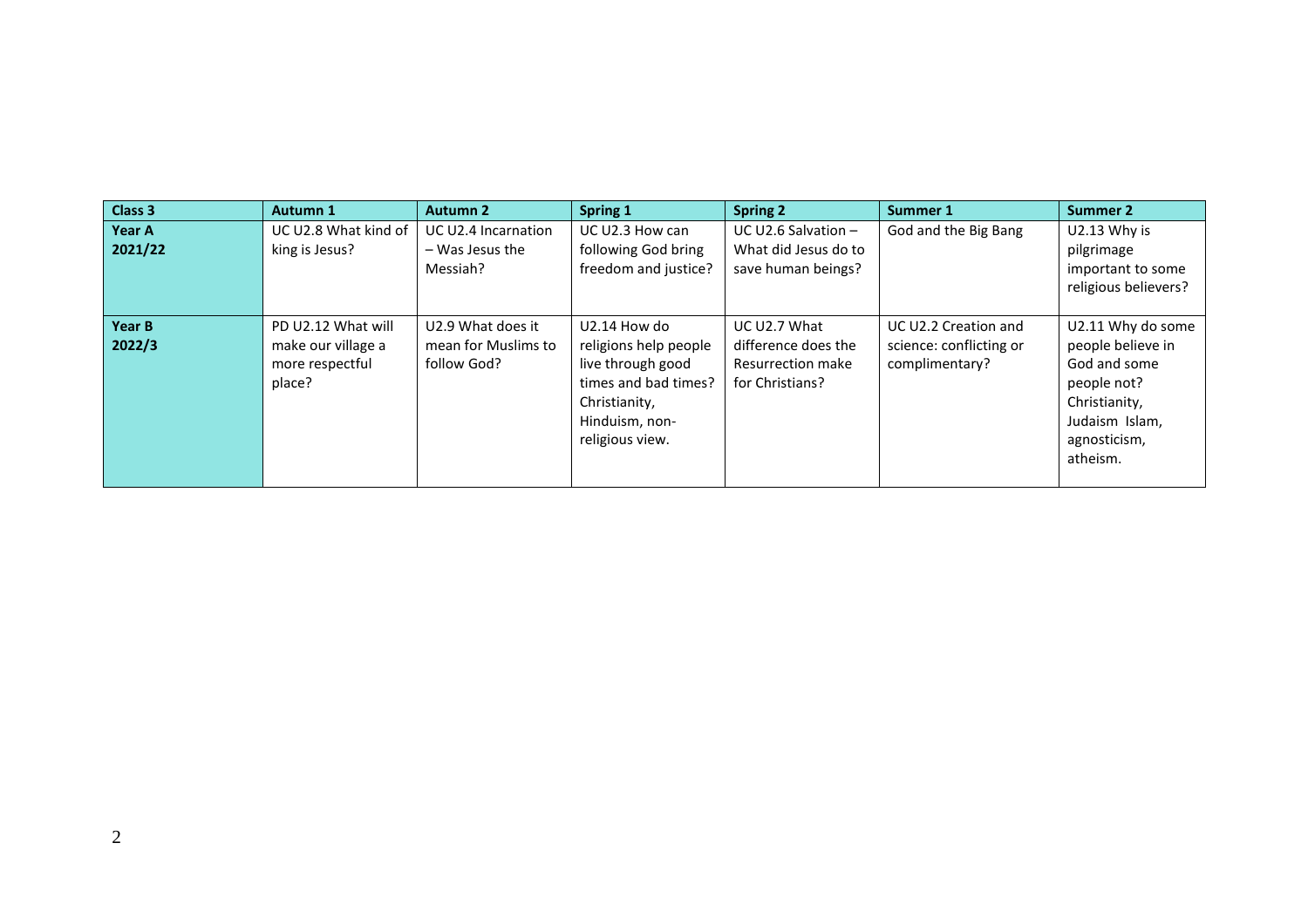| Class 3 | Autumn 1 | Autumn 2 | Spring 1 | Spring 2 | Summer 1 | Summer 2 |
|---|---|---|---|---|---|---|
| **Year A 2021/22** | UC U2.8 What kind of king is Jesus? | UC U2.4 Incarnation – Was Jesus the Messiah? | UC U2.3 How can following God bring freedom and justice? | UC U2.6 Salvation – What did Jesus do to save human beings? | God and the Big Bang | U2.13 Why is pilgrimage important to some religious believers? |
| **Year B 2022/3** | PD U2.12 What will make our village a more respectful place? | U2.9 What does it mean for Muslims to follow God? | U2.14 How do religions help people live through good times and bad times? Christianity, Hinduism, non-religious view. | UC U2.7 What difference does the Resurrection make for Christians? | UC U2.2 Creation and science: conflicting or complimentary? | U2.11 Why do some people believe in God and some people not? Christianity, Judaism Islam, agnosticism, atheism. |